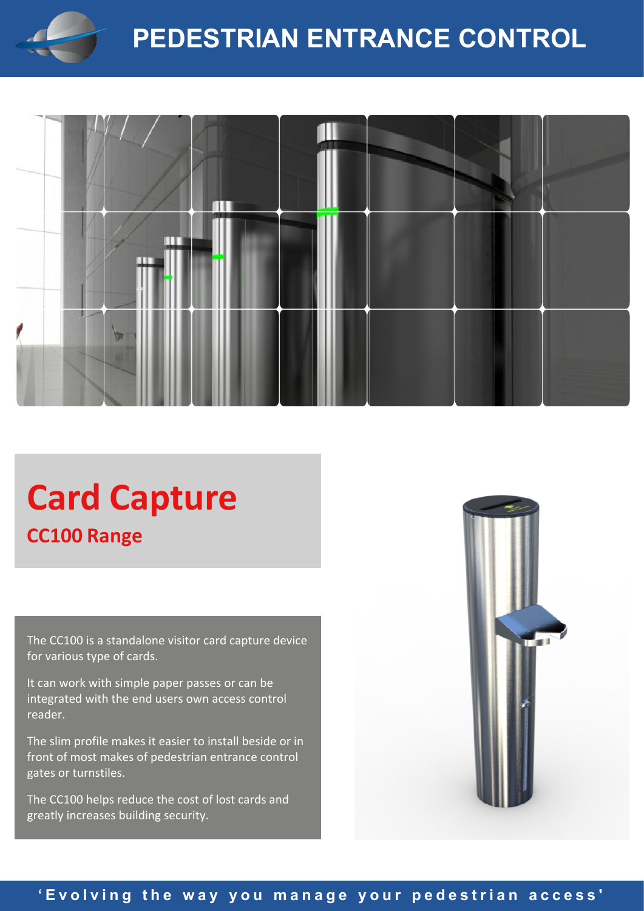# PEDESTRIAN ENTRANCE CONTROL

## Card Capture

### CC100 Range

The CC100 is a standalone visitor card capture device for various type of cards.

It can work with simple paper passes or can be integrated with the end users own access control reader.

The slim profile makes it easier to install beside or in front of most makes of pedestrian entrance control gates or turnstiles.

The CC100 helps reduce the cost of lost cards and greatly increases building security.

**'Evolving the way you manage your pedestrian access'**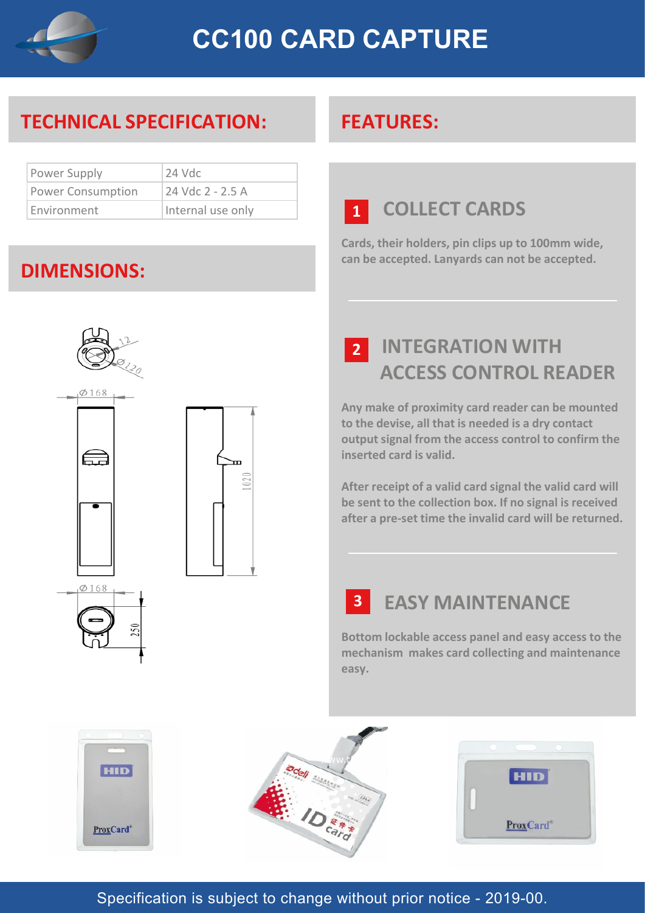# CC100 CARD CAPTURE

## TECHNICAL SPECIFICATION:

| Power Supply | 24 Vdc |
|---|---|
| Power Consumption | 24 Vdc 2 - 2.5 A |
| Environment | Internal use only |

## DIMENSIONS:

## FEATURES:

### 1 COLLECT CARDS

Cards, their holders, pin clips up to 100mm wide, can be accepted. Lanyards can not be accepted.

### 2 INTEGRATION WITH ACCESS CONTROL READER

Any make of proximity card reader can be mounted to the devise, all that is needed is a dry contact output signal from the access control to confirm the inserted card is valid.

After receipt of a valid card signal the valid card will be sent to the collection box. If no signal is received after a pre-set time the invalid card will be returned.

### 3 EASY MAINTENANCE

Bottom lockable access panel and easy access to the mechanism makes card collecting and maintenance easy.

Specification is subject to change without prior notice - 2019-00.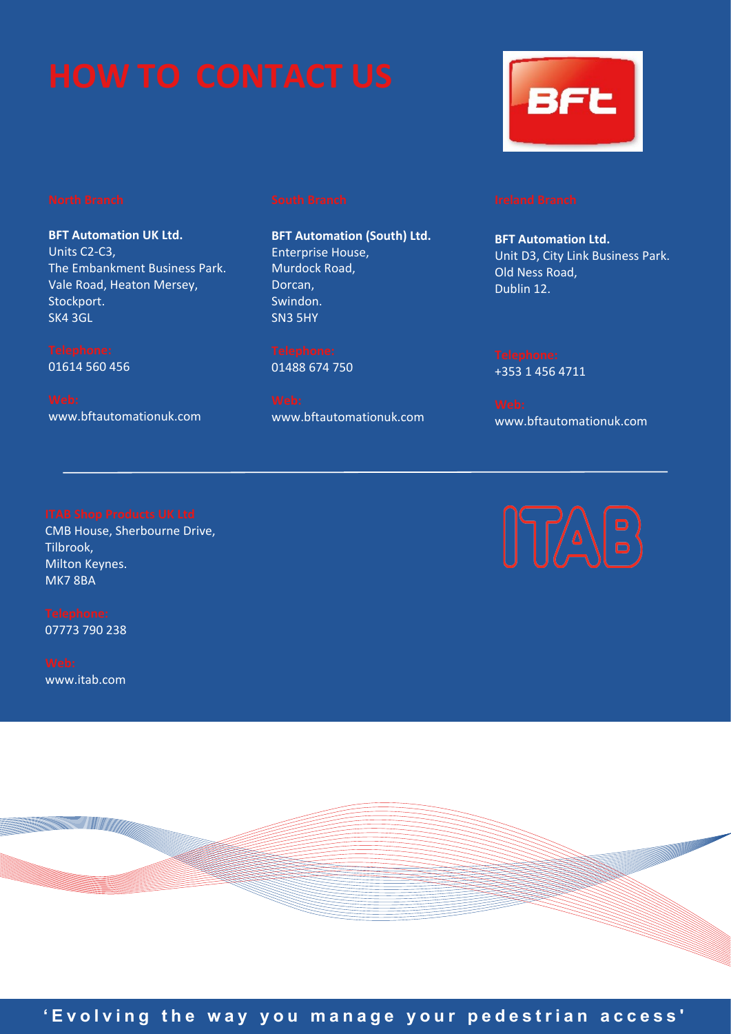# HOW TO CONTACT US

### North Branch

**BFT Automation UK Ltd.**
Units C2-C3,
The Embankment Business Park.
Vale Road, Heaton Mersey,
Stockport.
SK4 3GL

Telephone:
01614 560 456

Web:
www.bftautomationuk.com

### South Branch

**BFT Automation (South) Ltd.**
Enterprise House,
Murdock Road,
Dorcan,
Swindon.
SN3 5HY

Telephone:
01488 674 750

Web:
www.bftautomationuk.com

### Ireland Branch

**BFT Automation Ltd.**
Unit D3, City Link Business Park.
Old Ness Road,
Dublin 12.

Telephone:
+353 1 456 4711

Web:
www.bftautomationuk.com

---

### ITAB Shop Products UK Ltd

CMB House, Sherbourne Drive,
Tilbrook,
Milton Keynes.
MK7 8BA

Telephone:
07773 790 238

Web:
www.itab.com

**'Evolving the way you manage your pedestrian access'**